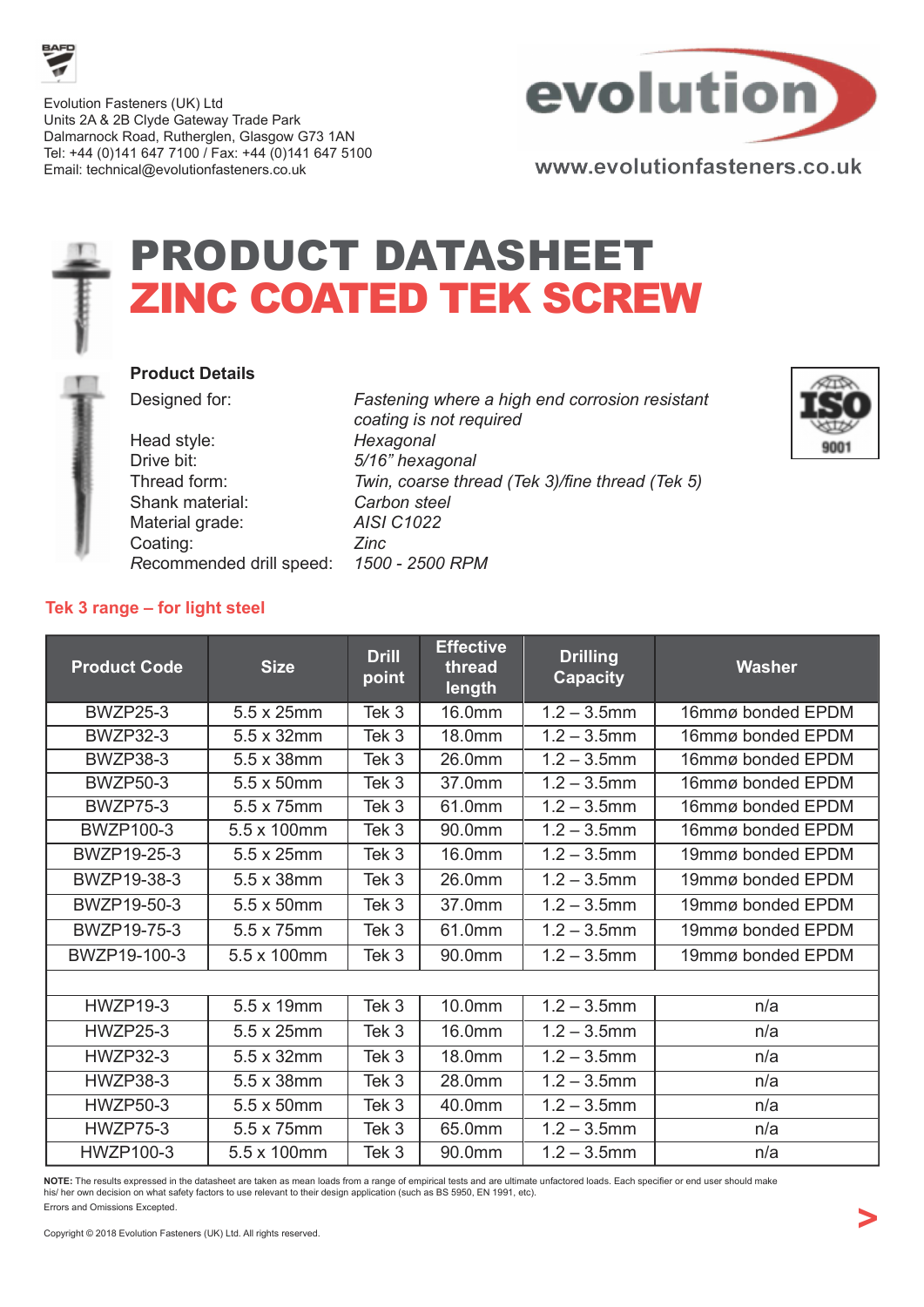Evolution Fasteners (UK) Ltd
Units 2A & 2B Clyde Gateway Trade Park
Dalmarnock Road, Rutherglen, Glasgow G73 1AN
Tel: +44 (0)141 647 7100 / Fax: +44 (0)141 647 5100
Email: technical@evolutionfasteners.co.uk

www.evolutionfasteners.co.uk

# PRODUCT DATASHEET
# ZINC COATED TEK SCREW

**Product Details**

| | |
|---|---|
| Designed for: | *Fastening where a high end corrosion resistant coating is not required* |
| Head style: | *Hexagonal* |
| Drive bit: | *5/16" hexagonal* |
| Thread form: | *Twin, coarse thread (Tek 3)/fine thread (Tek 5)* |
| Shank material: | *Carbon steel* |
| Material grade: | *AISI C1022* |
| Coating: | *Zinc* |
| Recommended drill speed: | *1500 - 2500 RPM* |

## Tek 3 range – for light steel

| Product Code | Size | Drill point | Effective thread length | Drilling Capacity | Washer |
|---|---|---|---|---|---|
| BWZP25-3 | 5.5 x 25mm | Tek 3 | 16.0mm | 1.2 – 3.5mm | 16mmø bonded EPDM |
| BWZP32-3 | 5.5 x 32mm | Tek 3 | 18.0mm | 1.2 – 3.5mm | 16mmø bonded EPDM |
| BWZP38-3 | 5.5 x 38mm | Tek 3 | 26.0mm | 1.2 – 3.5mm | 16mmø bonded EPDM |
| BWZP50-3 | 5.5 x 50mm | Tek 3 | 37.0mm | 1.2 – 3.5mm | 16mmø bonded EPDM |
| BWZP75-3 | 5.5 x 75mm | Tek 3 | 61.0mm | 1.2 – 3.5mm | 16mmø bonded EPDM |
| BWZP100-3 | 5.5 x 100mm | Tek 3 | 90.0mm | 1.2 – 3.5mm | 16mmø bonded EPDM |
| BWZP19-25-3 | 5.5 x 25mm | Tek 3 | 16.0mm | 1.2 – 3.5mm | 19mmø bonded EPDM |
| BWZP19-38-3 | 5.5 x 38mm | Tek 3 | 26.0mm | 1.2 – 3.5mm | 19mmø bonded EPDM |
| BWZP19-50-3 | 5.5 x 50mm | Tek 3 | 37.0mm | 1.2 – 3.5mm | 19mmø bonded EPDM |
| BWZP19-75-3 | 5.5 x 75mm | Tek 3 | 61.0mm | 1.2 – 3.5mm | 19mmø bonded EPDM |
| BWZP19-100-3 | 5.5 x 100mm | Tek 3 | 90.0mm | 1.2 – 3.5mm | 19mmø bonded EPDM |
| | | | | | |
| HWZP19-3 | 5.5 x 19mm | Tek 3 | 10.0mm | 1.2 – 3.5mm | n/a |
| HWZP25-3 | 5.5 x 25mm | Tek 3 | 16.0mm | 1.2 – 3.5mm | n/a |
| HWZP32-3 | 5.5 x 32mm | Tek 3 | 18.0mm | 1.2 – 3.5mm | n/a |
| HWZP38-3 | 5.5 x 38mm | Tek 3 | 28.0mm | 1.2 – 3.5mm | n/a |
| HWZP50-3 | 5.5 x 50mm | Tek 3 | 40.0mm | 1.2 – 3.5mm | n/a |
| HWZP75-3 | 5.5 x 75mm | Tek 3 | 65.0mm | 1.2 – 3.5mm | n/a |
| HWZP100-3 | 5.5 x 100mm | Tek 3 | 90.0mm | 1.2 – 3.5mm | n/a |

**NOTE:** The results expressed in the datasheet are taken as mean loads from a range of empirical tests and are ultimate unfactored loads. Each specifier or end user should make his/ her own decision on what safety factors to use relevant to their design application (such as BS 5950, EN 1991, etc).

Errors and Omissions Excepted.

Copyright © 2018 Evolution Fasteners (UK) Ltd. All rights reserved.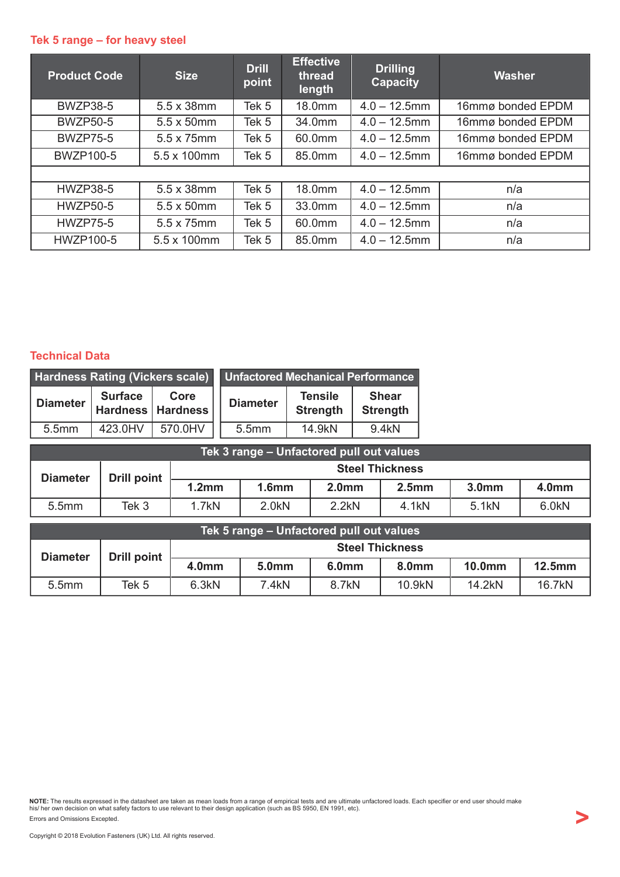## Tek 5 range – for heavy steel

| Product Code | Size | Drill point | Effective thread length | Drilling Capacity | Washer |
|---|---|---|---|---|---|
| BWZP38-5 | 5.5 x 38mm | Tek 5 | 18.0mm | 4.0 – 12.5mm | 16mmø bonded EPDM |
| BWZP50-5 | 5.5 x 50mm | Tek 5 | 34.0mm | 4.0 – 12.5mm | 16mmø bonded EPDM |
| BWZP75-5 | 5.5 x 75mm | Tek 5 | 60.0mm | 4.0 – 12.5mm | 16mmø bonded EPDM |
| BWZP100-5 | 5.5 x 100mm | Tek 5 | 85.0mm | 4.0 – 12.5mm | 16mmø bonded EPDM |
| | | | | | |
| HWZP38-5 | 5.5 x 38mm | Tek 5 | 18.0mm | 4.0 – 12.5mm | n/a |
| HWZP50-5 | 5.5 x 50mm | Tek 5 | 33.0mm | 4.0 – 12.5mm | n/a |
| HWZP75-5 | 5.5 x 75mm | Tek 5 | 60.0mm | 4.0 – 12.5mm | n/a |
| HWZP100-5 | 5.5 x 100mm | Tek 5 | 85.0mm | 4.0 – 12.5mm | n/a |

## Technical Data

| Hardness Rating (Vickers scale) | | |
|---|---|---|
| Diameter | Surface Hardness | Core Hardness |
| 5.5mm | 423.0HV | 570.0HV |

| Unfactored Mechanical Performance | | |
|---|---|---|
| Diameter | Tensile Strength | Shear Strength |
| 5.5mm | 14.9kN | 9.4kN |

| Tek 3 range – Unfactored pull out values | | | | | | | |
|---|---|---|---|---|---|---|---|
| Diameter | Drill point | Steel Thickness | | | | | |
| | | 1.2mm | 1.6mm | 2.0mm | 2.5mm | 3.0mm | 4.0mm |
| 5.5mm | Tek 3 | 1.7kN | 2.0kN | 2.2kN | 4.1kN | 5.1kN | 6.0kN |

| Tek 5 range – Unfactored pull out values | | | | | | | |
|---|---|---|---|---|---|---|---|
| Diameter | Drill point | Steel Thickness | | | | | |
| | | 4.0mm | 5.0mm | 6.0mm | 8.0mm | 10.0mm | 12.5mm |
| 5.5mm | Tek 5 | 6.3kN | 7.4kN | 8.7kN | 10.9kN | 14.2kN | 16.7kN |

**NOTE:** The results expressed in the datasheet are taken as mean loads from a range of empirical tests and are ultimate unfactored loads. Each specifier or end user should make his/ her own decision on what safety factors to use relevant to their design application (such as BS 5950, EN 1991, etc).

Errors and Omissions Excepted.

Copyright © 2018 Evolution Fasteners (UK) Ltd. All rights reserved.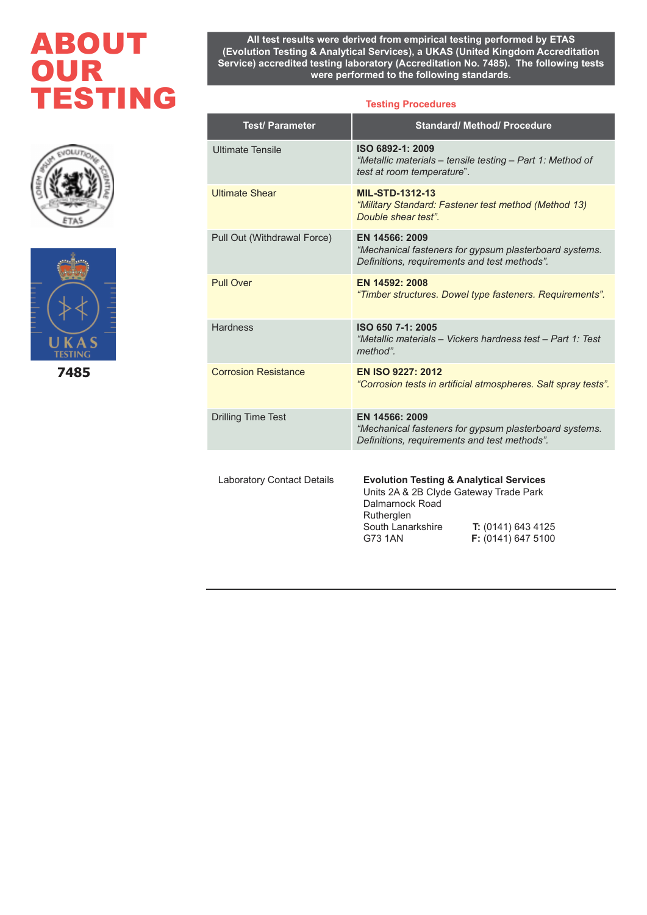# ABOUT OUR TESTING

7485

**All test results were derived from empirical testing performed by ETAS (Evolution Testing & Analytical Services), a UKAS (United Kingdom Accreditation Service) accredited testing laboratory (Accreditation No. 7485). The following tests were performed to the following standards.**

## Testing Procedures

| Test/ Parameter | Standard/ Method/ Procedure |
|---|---|
| Ultimate Tensile | **ISO 6892-1: 2009** *"Metallic materials – tensile testing – Part 1: Method of test at room temperature"*. |
| Ultimate Shear | **MIL-STD-1312-13** *"Military Standard: Fastener test method (Method 13) Double shear test".* |
| Pull Out (Withdrawal Force) | **EN 14566: 2009** *"Mechanical fasteners for gypsum plasterboard systems. Definitions, requirements and test methods".* |
| Pull Over | **EN 14592: 2008** *"Timber structures. Dowel type fasteners. Requirements".* |
| Hardness | **ISO 650 7-1: 2005** *"Metallic materials – Vickers hardness test – Part 1: Test method".* |
| Corrosion Resistance | **EN ISO 9227: 2012** *"Corrosion tests in artificial atmospheres. Salt spray tests".* |
| Drilling Time Test | **EN 14566: 2009** *"Mechanical fasteners for gypsum plasterboard systems. Definitions, requirements and test methods".* |

Laboratory Contact Details

**Evolution Testing & Analytical Services**
Units 2A & 2B Clyde Gateway Trade Park
Dalmarnock Road
Rutherglen
South Lanarkshire
G73 1AN

**T:** (0141) 643 4125
**F:** (0141) 647 5100